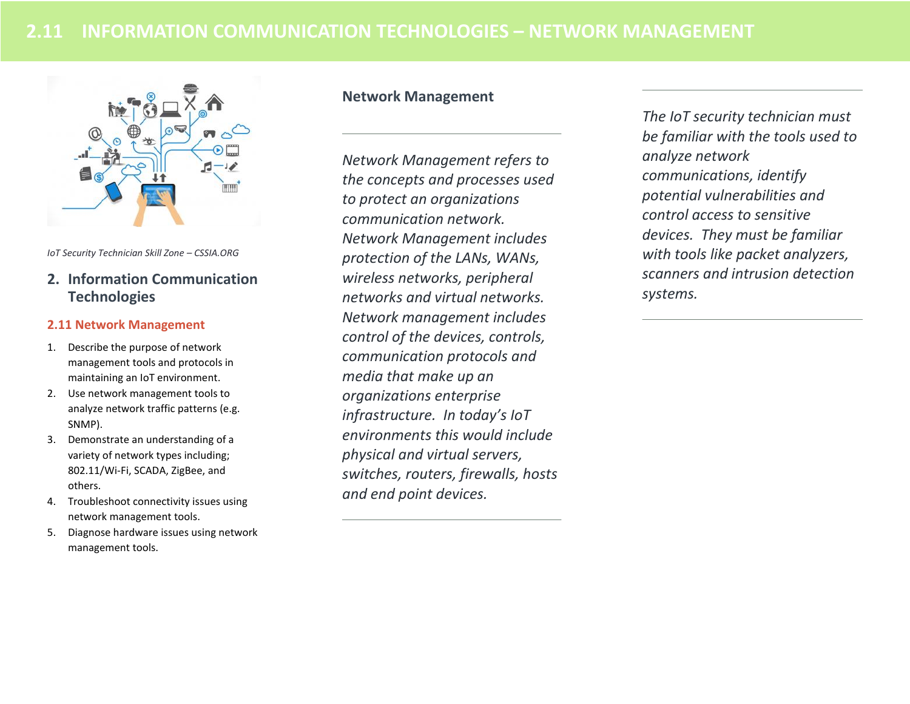# 2.11 INFORMATION COMMUNICATION TECHNOLOGIES – NETWORK MANAGEMENT

*IoT Security Technician Skill Zone – CSSIA.ORG*

## 2. Information Communication Technologies

### 2.11 Network Management

1. Describe the purpose of network management tools and protocols in maintaining an IoT environment.
2. Use network management tools to analyze network traffic patterns (e.g. SNMP).
3. Demonstrate an understanding of a variety of network types including; 802.11/Wi-Fi, SCADA, ZigBee, and others.
4. Troubleshoot connectivity issues using network management tools.
5. Diagnose hardware issues using network management tools.

### Network Management

*Network Management refers to the concepts and processes used to protect an organizations communication network. Network Management includes protection of the LANs, WANs, wireless networks, peripheral networks and virtual networks. Network management includes control of the devices, controls, communication protocols and media that make up an organizations enterprise infrastructure. In today's IoT environments this would include physical and virtual servers, switches, routers, firewalls, hosts and end point devices.*

*The IoT security technician must be familiar with the tools used to analyze network communications, identify potential vulnerabilities and control access to sensitive devices. They must be familiar with tools like packet analyzers, scanners and intrusion detection systems.*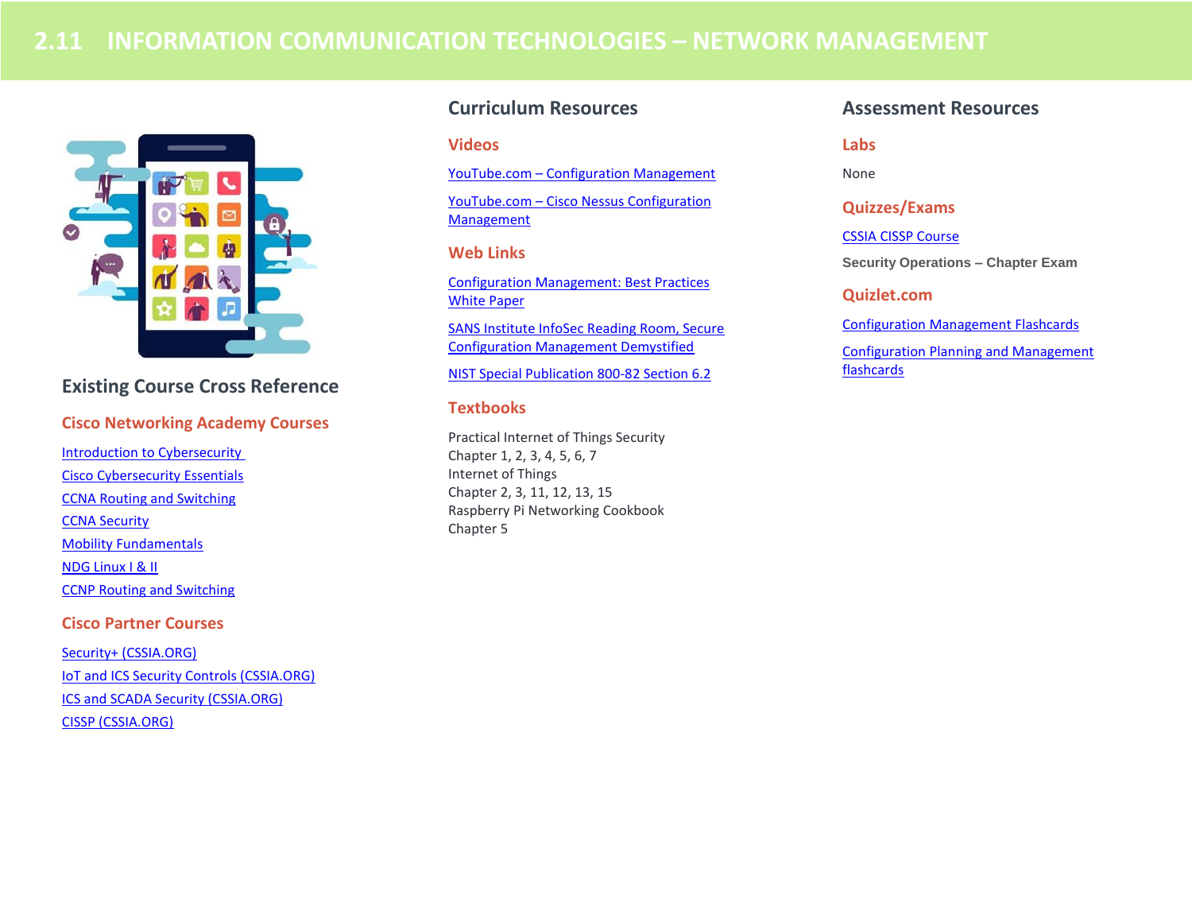# 2.11 INFORMATION COMMUNICATION TECHNOLOGIES – NETWORK MANAGEMENT

## Existing Course Cross Reference

### Cisco Networking Academy Courses

Introduction to Cybersecurity
Cisco Cybersecurity Essentials
CCNA Routing and Switching
CCNA Security
Mobility Fundamentals
NDG Linux I & II
CCNP Routing and Switching

### Cisco Partner Courses

Security+ (CSSIA.ORG)
IoT and ICS Security Controls (CSSIA.ORG)
ICS and SCADA Security (CSSIA.ORG)
CISSP (CSSIA.ORG)

## Curriculum Resources

### Videos

YouTube.com – Configuration Management

YouTube.com – Cisco Nessus Configuration Management

### Web Links

Configuration Management: Best Practices White Paper

SANS Institute InfoSec Reading Room, Secure Configuration Management Demystified

NIST Special Publication 800-82 Section 6.2

### Textbooks

Practical Internet of Things Security
Chapter 1, 2, 3, 4, 5, 6, 7
Internet of Things
Chapter 2, 3, 11, 12, 13, 15
Raspberry Pi Networking Cookbook
Chapter 5

## Assessment Resources

### Labs

None

### Quizzes/Exams

CSSIA CISSP Course

Security Operations – Chapter Exam

### Quizlet.com

Configuration Management Flashcards

Configuration Planning and Management flashcards